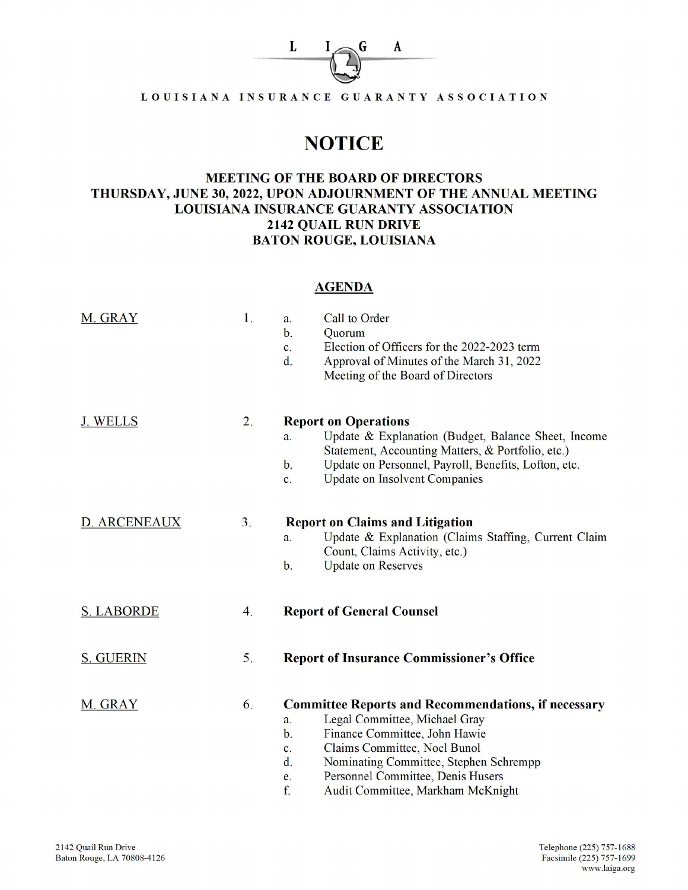L I G A

LOUISIANA INSURANCE GUARANTY ASSOCIATION

# NOTICE

## MEETING OF THE BOARD OF DIRECTORS
## THURSDAY, JUNE 30, 2022, UPON ADJOURNMENT OF THE ANNUAL MEETING
## LOUISIANA INSURANCE GUARANTY ASSOCIATION
## 2142 QUAIL RUN DRIVE
## BATON ROUGE, LOUISIANA

### AGENDA

M. GRAY

1.
   a. Call to Order
   b. Quorum
   c. Election of Officers for the 2022-2023 term
   d. Approval of Minutes of the March 31, 2022 Meeting of the Board of Directors

J. WELLS

2. **Report on Operations**
   a. Update & Explanation (Budget, Balance Sheet, Income Statement, Accounting Matters, & Portfolio, etc.)
   b. Update on Personnel, Payroll, Benefits, Lofton, etc.
   c. Update on Insolvent Companies

D. ARCENEAUX

3. **Report on Claims and Litigation**
   a. Update & Explanation (Claims Staffing, Current Claim Count, Claims Activity, etc.)
   b. Update on Reserves

S. LABORDE

4. **Report of General Counsel**

S. GUERIN

5. **Report of Insurance Commissioner's Office**

M. GRAY

6. **Committee Reports and Recommendations, if necessary**
   a. Legal Committee, Michael Gray
   b. Finance Committee, John Hawie
   c. Claims Committee, Noel Bunol
   d. Nominating Committee, Stephen Schrempp
   e. Personnel Committee, Denis Husers
   f. Audit Committee, Markham McKnight

2142 Quail Run Drive
Baton Rouge, LA 70808-4126

Telephone (225) 757-1688
Facsimile (225) 757-1699
www.laiga.org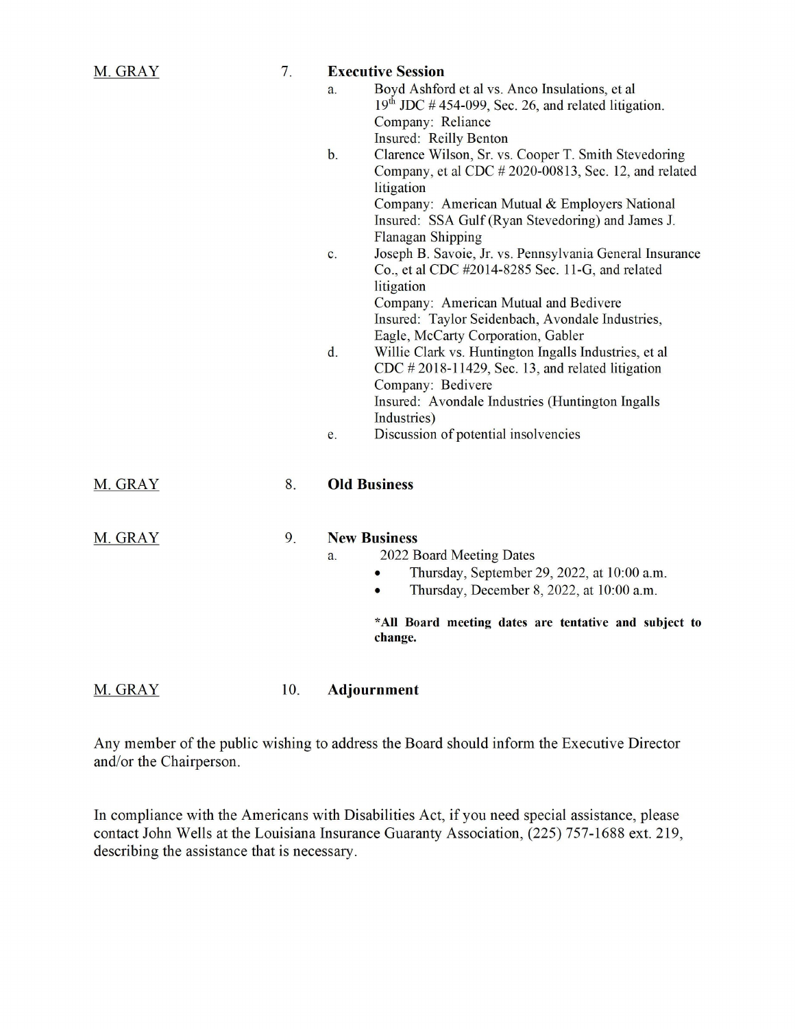M. GRAY 7. **Executive Session**

a. Boyd Ashford et al vs. Anco Insulations, et al
19th JDC # 454-099, Sec. 26, and related litigation.
Company: Reliance
Insured: Reilly Benton

b. Clarence Wilson, Sr. vs. Cooper T. Smith Stevedoring Company, et al CDC # 2020-00813, Sec. 12, and related litigation
Company: American Mutual & Employers National
Insured: SSA Gulf (Ryan Stevedoring) and James J. Flanagan Shipping

c. Joseph B. Savoie, Jr. vs. Pennsylvania General Insurance Co., et al CDC #2014-8285 Sec. 11-G, and related litigation
Company: American Mutual and Bedivere
Insured: Taylor Seidenbach, Avondale Industries, Eagle, McCarty Corporation, Gabler

d. Willie Clark vs. Huntington Ingalls Industries, et al CDC # 2018-11429, Sec. 13, and related litigation
Company: Bedivere
Insured: Avondale Industries (Huntington Ingalls Industries)

e. Discussion of potential insolvencies

M. GRAY 8. **Old Business**

M. GRAY 9. **New Business**

a. 2022 Board Meeting Dates
- Thursday, September 29, 2022, at 10:00 a.m.
- Thursday, December 8, 2022, at 10:00 a.m.

**\*All Board meeting dates are tentative and subject to change.**

M. GRAY 10. **Adjournment**

Any member of the public wishing to address the Board should inform the Executive Director and/or the Chairperson.

In compliance with the Americans with Disabilities Act, if you need special assistance, please contact John Wells at the Louisiana Insurance Guaranty Association, (225) 757-1688 ext. 219, describing the assistance that is necessary.